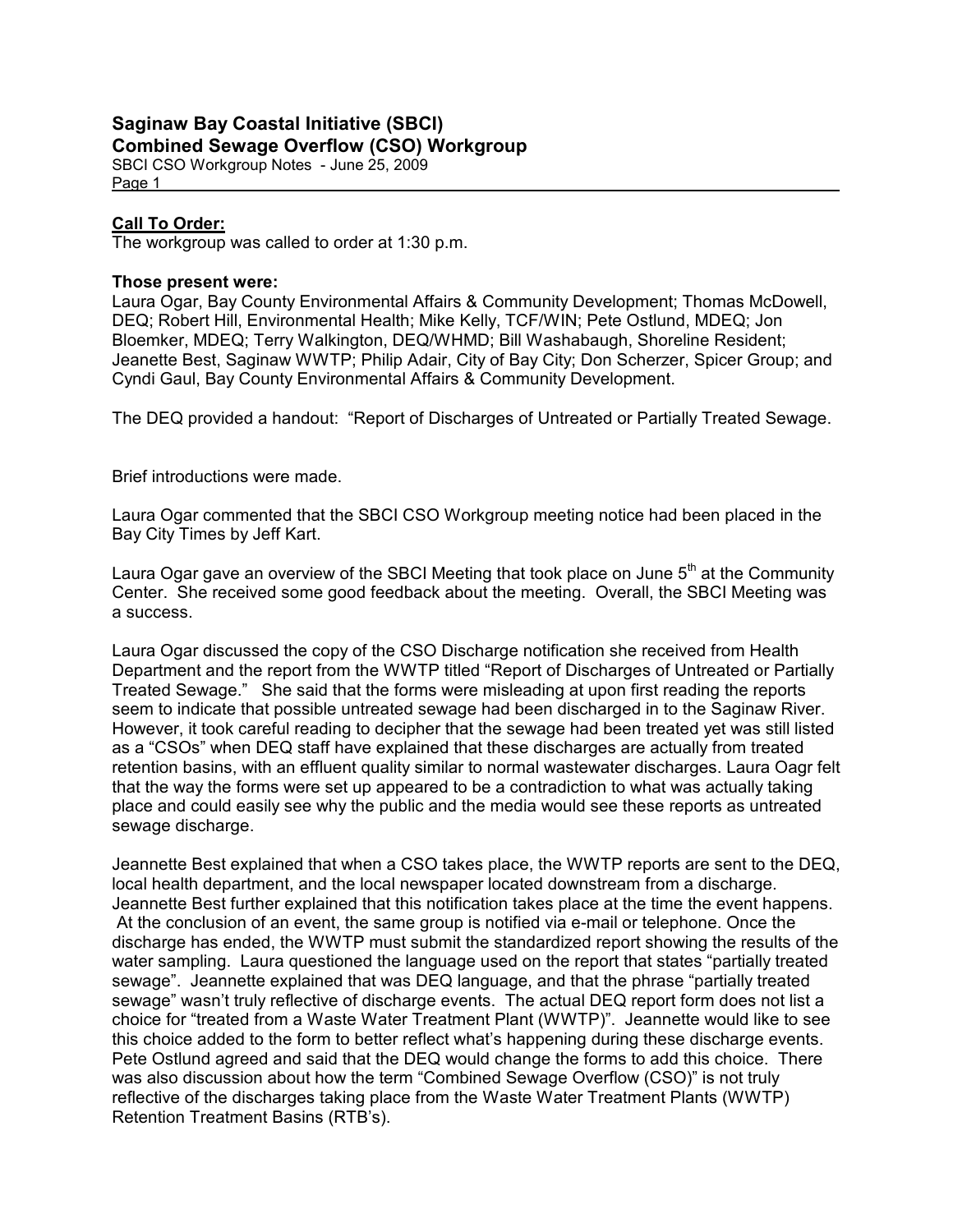# Saginaw Bay Coastal Initiative (SBCI)

## Combined Sewage Overflow (CSO) Workgroup

SBCI CSO Workgroup Notes - June 25, 2009

**Call To Order:**

The workgroup was called to order at 1:30 p.m.

**Those present were:**

Laura Ogar, Bay County Environmental Affairs & Community Development; Thomas McDowell, DEQ; Robert Hill, Environmental Health; Mike Kelly, TCF/WIN; Pete Ostlund, MDEQ; Jon Bloemker, MDEQ; Terry Walkington, DEQ/WHMD; Bill Washabaugh, Shoreline Resident; Jeanette Best, Saginaw WWTP; Philip Adair, City of Bay City; Don Scherzer, Spicer Group; and Cyndi Gaul, Bay County Environmental Affairs & Community Development.

The DEQ provided a handout: "Report of Discharges of Untreated or Partially Treated Sewage.

Brief introductions were made.

Laura Ogar commented that the SBCI CSO Workgroup meeting notice had been placed in the Bay City Times by Jeff Kart.

Laura Ogar gave an overview of the SBCI Meeting that took place on June 5th at the Community Center. She received some good feedback about the meeting. Overall, the SBCI Meeting was a success.

Laura Ogar discussed the copy of the CSO Discharge notification she received from Health Department and the report from the WWTP titled "Report of Discharges of Untreated or Partially Treated Sewage." She said that the forms were misleading at upon first reading the reports seem to indicate that possible untreated sewage had been discharged in to the Saginaw River. However, it took careful reading to decipher that the sewage had been treated yet was still listed as a "CSOs" when DEQ staff have explained that these discharges are actually from treated retention basins, with an effluent quality similar to normal wastewater discharges. Laura Oagr felt that the way the forms were set up appeared to be a contradiction to what was actually taking place and could easily see why the public and the media would see these reports as untreated sewage discharge.

Jeannette Best explained that when a CSO takes place, the WWTP reports are sent to the DEQ, local health department, and the local newspaper located downstream from a discharge. Jeannette Best further explained that this notification takes place at the time the event happens. At the conclusion of an event, the same group is notified via e-mail or telephone. Once the discharge has ended, the WWTP must submit the standardized report showing the results of the water sampling. Laura questioned the language used on the report that states "partially treated sewage". Jeannette explained that was DEQ language, and that the phrase "partially treated sewage" wasn't truly reflective of discharge events. The actual DEQ report form does not list a choice for "treated from a Waste Water Treatment Plant (WWTP)". Jeannette would like to see this choice added to the form to better reflect what's happening during these discharge events. Pete Ostlund agreed and said that the DEQ would change the forms to add this choice. There was also discussion about how the term "Combined Sewage Overflow (CSO)" is not truly reflective of the discharges taking place from the Waste Water Treatment Plants (WWTP) Retention Treatment Basins (RTB's).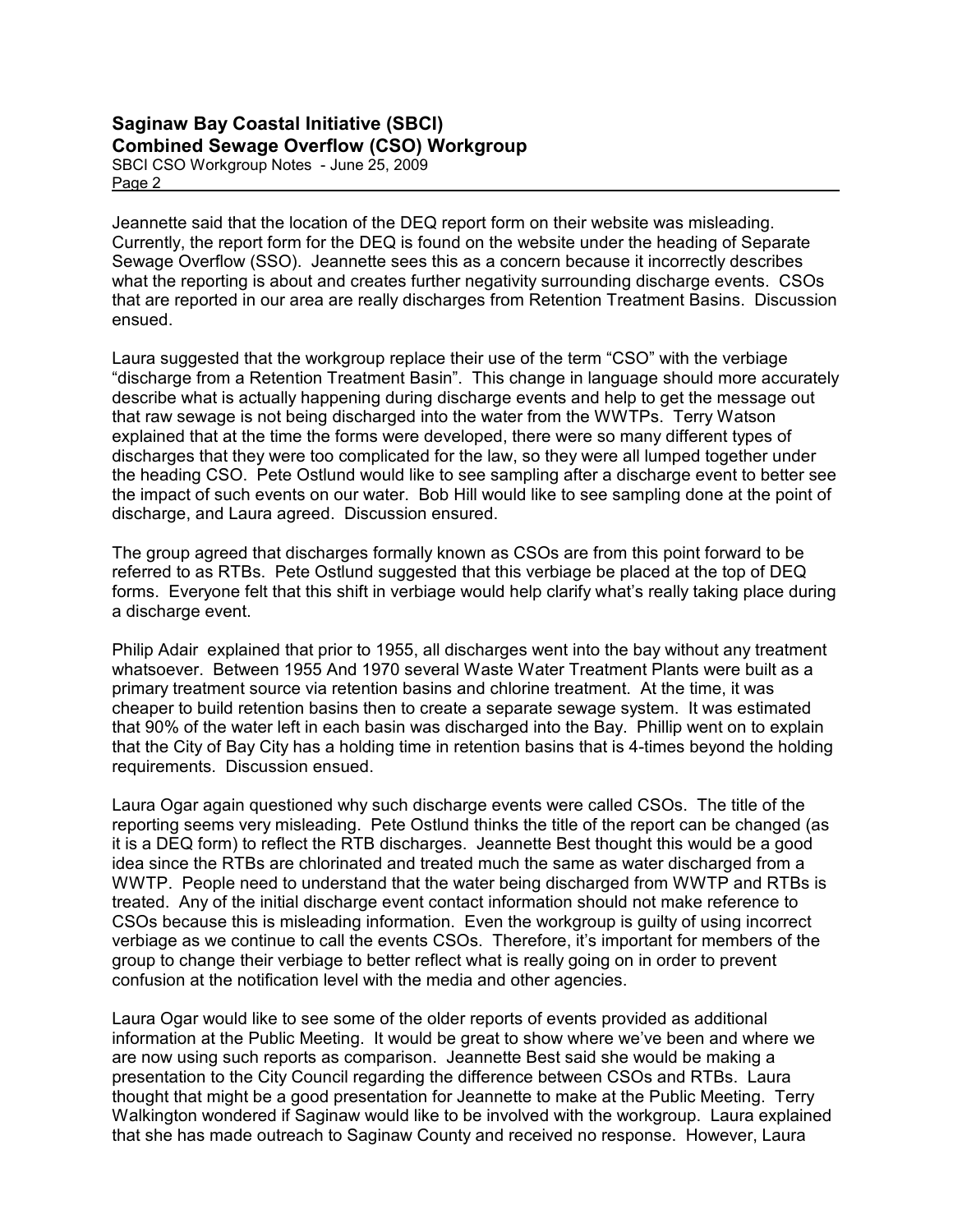Jeannette said that the location of the DEQ report form on their website was misleading. Currently, the report form for the DEQ is found on the website under the heading of Separate Sewage Overflow (SSO). Jeannette sees this as a concern because it incorrectly describes what the reporting is about and creates further negativity surrounding discharge events. CSOs that are reported in our area are really discharges from Retention Treatment Basins. Discussion ensued.

Laura suggested that the workgroup replace their use of the term "CSO" with the verbiage "discharge from a Retention Treatment Basin". This change in language should more accurately describe what is actually happening during discharge events and help to get the message out that raw sewage is not being discharged into the water from the WWTPs. Terry Watson explained that at the time the forms were developed, there were so many different types of discharges that they were too complicated for the law, so they were all lumped together under the heading CSO. Pete Ostlund would like to see sampling after a discharge event to better see the impact of such events on our water. Bob Hill would like to see sampling done at the point of discharge, and Laura agreed. Discussion ensured.

The group agreed that discharges formally known as CSOs are from this point forward to be referred to as RTBs. Pete Ostlund suggested that this verbiage be placed at the top of DEQ forms. Everyone felt that this shift in verbiage would help clarify what's really taking place during a discharge event.

Philip Adair explained that prior to 1955, all discharges went into the bay without any treatment whatsoever. Between 1955 And 1970 several Waste Water Treatment Plants were built as a primary treatment source via retention basins and chlorine treatment. At the time, it was cheaper to build retention basins then to create a separate sewage system. It was estimated that 90% of the water left in each basin was discharged into the Bay. Phillip went on to explain that the City of Bay City has a holding time in retention basins that is 4-times beyond the holding requirements. Discussion ensued.

Laura Ogar again questioned why such discharge events were called CSOs. The title of the reporting seems very misleading. Pete Ostlund thinks the title of the report can be changed (as it is a DEQ form) to reflect the RTB discharges. Jeannette Best thought this would be a good idea since the RTBs are chlorinated and treated much the same as water discharged from a WWTP. People need to understand that the water being discharged from WWTP and RTBs is treated. Any of the initial discharge event contact information should not make reference to CSOs because this is misleading information. Even the workgroup is guilty of using incorrect verbiage as we continue to call the events CSOs. Therefore, it's important for members of the group to change their verbiage to better reflect what is really going on in order to prevent confusion at the notification level with the media and other agencies.

Laura Ogar would like to see some of the older reports of events provided as additional information at the Public Meeting. It would be great to show where we've been and where we are now using such reports as comparison. Jeannette Best said she would be making a presentation to the City Council regarding the difference between CSOs and RTBs. Laura thought that might be a good presentation for Jeannette to make at the Public Meeting. Terry Walkington wondered if Saginaw would like to be involved with the workgroup. Laura explained that she has made outreach to Saginaw County and received no response. However, Laura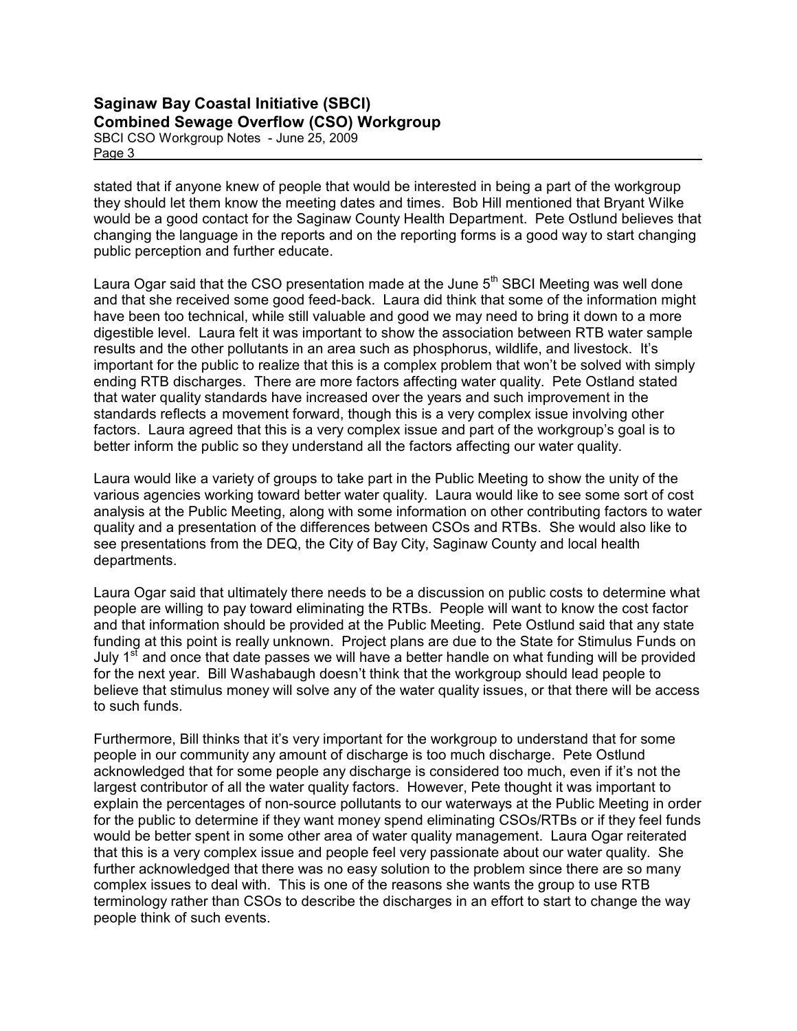stated that if anyone knew of people that would be interested in being a part of the workgroup they should let them know the meeting dates and times. Bob Hill mentioned that Bryant Wilke would be a good contact for the Saginaw County Health Department. Pete Ostlund believes that changing the language in the reports and on the reporting forms is a good way to start changing public perception and further educate.

Laura Ogar said that the CSO presentation made at the June 5th SBCI Meeting was well done and that she received some good feed-back. Laura did think that some of the information might have been too technical, while still valuable and good we may need to bring it down to a more digestible level. Laura felt it was important to show the association between RTB water sample results and the other pollutants in an area such as phosphorus, wildlife, and livestock. It's important for the public to realize that this is a complex problem that won't be solved with simply ending RTB discharges. There are more factors affecting water quality. Pete Ostland stated that water quality standards have increased over the years and such improvement in the standards reflects a movement forward, though this is a very complex issue involving other factors. Laura agreed that this is a very complex issue and part of the workgroup's goal is to better inform the public so they understand all the factors affecting our water quality.

Laura would like a variety of groups to take part in the Public Meeting to show the unity of the various agencies working toward better water quality. Laura would like to see some sort of cost analysis at the Public Meeting, along with some information on other contributing factors to water quality and a presentation of the differences between CSOs and RTBs. She would also like to see presentations from the DEQ, the City of Bay City, Saginaw County and local health departments.

Laura Ogar said that ultimately there needs to be a discussion on public costs to determine what people are willing to pay toward eliminating the RTBs. People will want to know the cost factor and that information should be provided at the Public Meeting. Pete Ostlund said that any state funding at this point is really unknown. Project plans are due to the State for Stimulus Funds on July 1st and once that date passes we will have a better handle on what funding will be provided for the next year. Bill Washabaugh doesn't think that the workgroup should lead people to believe that stimulus money will solve any of the water quality issues, or that there will be access to such funds.

Furthermore, Bill thinks that it's very important for the workgroup to understand that for some people in our community any amount of discharge is too much discharge. Pete Ostlund acknowledged that for some people any discharge is considered too much, even if it's not the largest contributor of all the water quality factors. However, Pete thought it was important to explain the percentages of non-source pollutants to our waterways at the Public Meeting in order for the public to determine if they want money spend eliminating CSOs/RTBs or if they feel funds would be better spent in some other area of water quality management. Laura Ogar reiterated that this is a very complex issue and people feel very passionate about our water quality. She further acknowledged that there was no easy solution to the problem since there are so many complex issues to deal with. This is one of the reasons she wants the group to use RTB terminology rather than CSOs to describe the discharges in an effort to start to change the way people think of such events.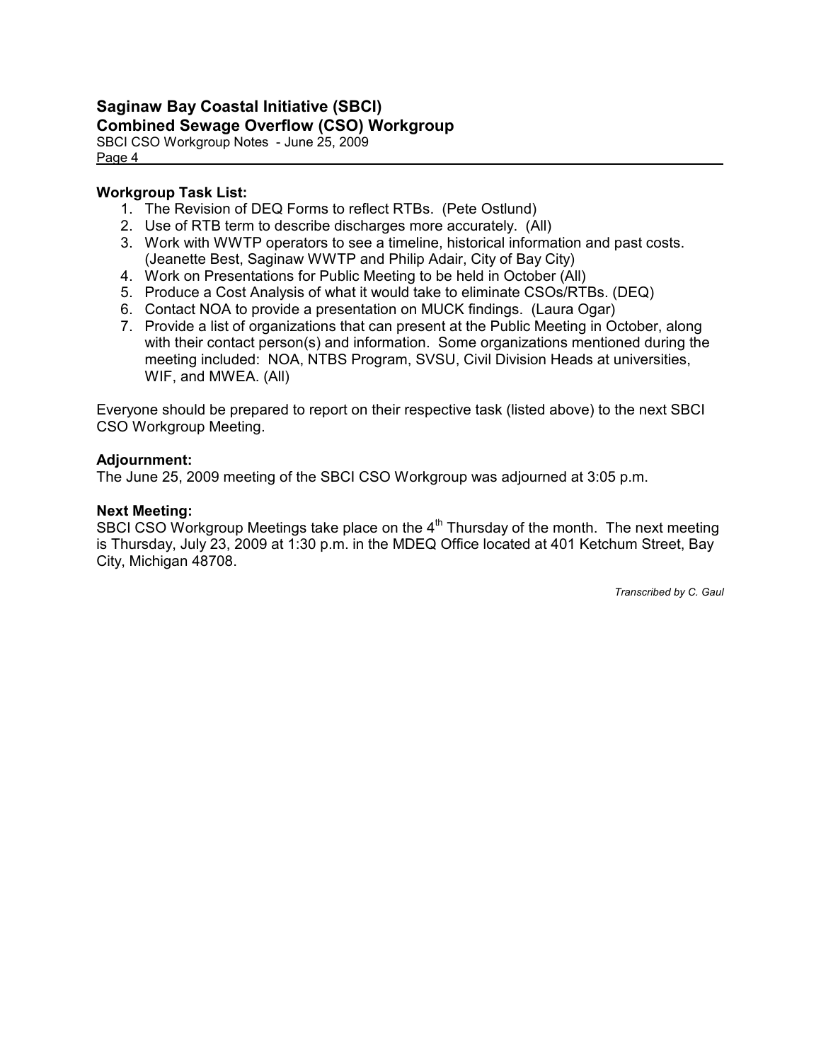**Workgroup Task List:**

1. The Revision of DEQ Forms to reflect RTBs. (Pete Ostlund)
2. Use of RTB term to describe discharges more accurately. (All)
3. Work with WWTP operators to see a timeline, historical information and past costs. (Jeanette Best, Saginaw WWTP and Philip Adair, City of Bay City)
4. Work on Presentations for Public Meeting to be held in October (All)
5. Produce a Cost Analysis of what it would take to eliminate CSOs/RTBs. (DEQ)
6. Contact NOA to provide a presentation on MUCK findings. (Laura Ogar)
7. Provide a list of organizations that can present at the Public Meeting in October, along with their contact person(s) and information. Some organizations mentioned during the meeting included: NOA, NTBS Program, SVSU, Civil Division Heads at universities, WIF, and MWEA. (All)

Everyone should be prepared to report on their respective task (listed above) to the next SBCI CSO Workgroup Meeting.

**Adjournment:**

The June 25, 2009 meeting of the SBCI CSO Workgroup was adjourned at 3:05 p.m.

**Next Meeting:**

SBCI CSO Workgroup Meetings take place on the 4th Thursday of the month. The next meeting is Thursday, July 23, 2009 at 1:30 p.m. in the MDEQ Office located at 401 Ketchum Street, Bay City, Michigan 48708.

*Transcribed by C. Gaul*